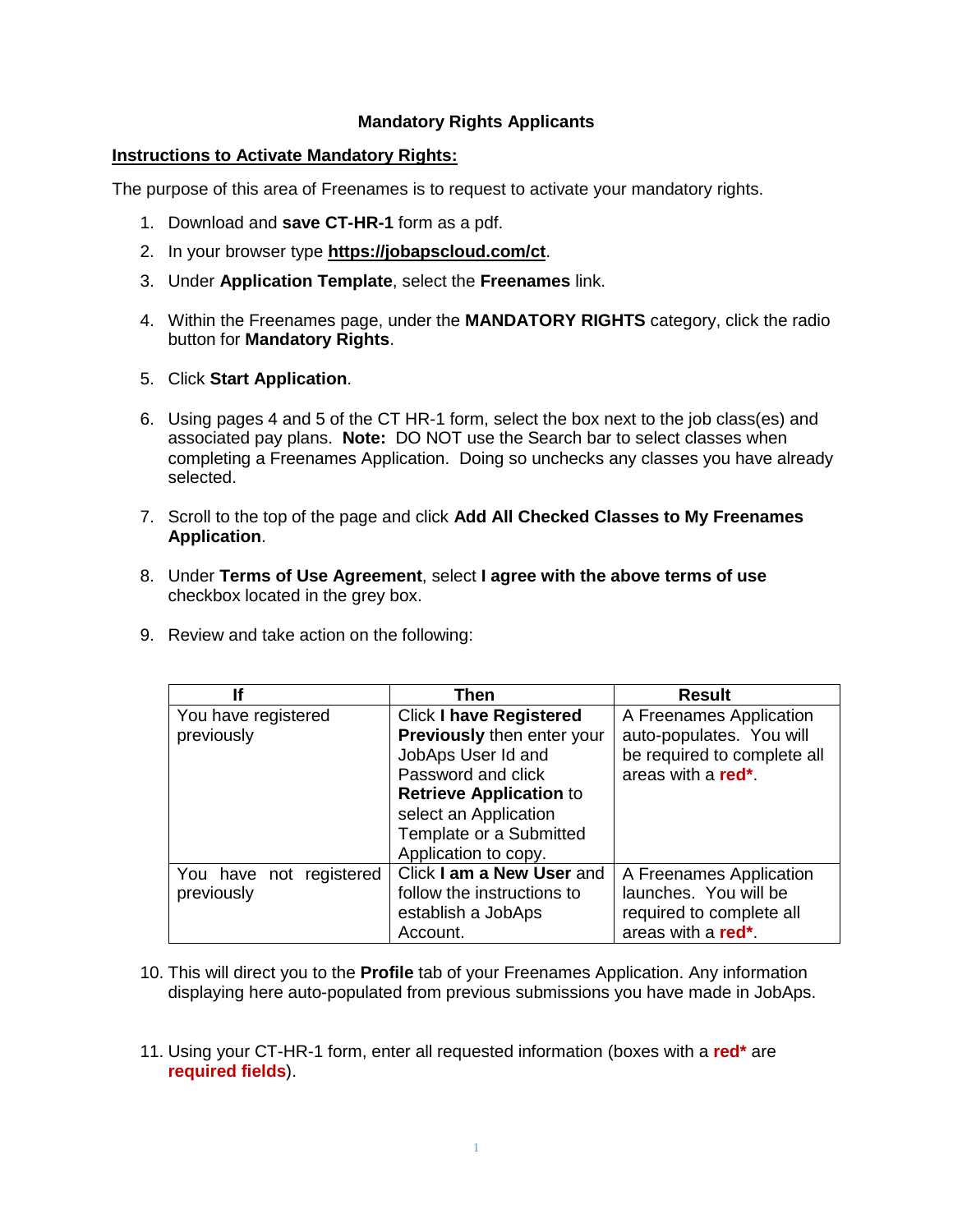# Mandatory Rights Applicants

## Instructions to Activate Mandatory Rights:

The purpose of this area of Freenames is to request to activate your mandatory rights.

1. Download and **save CT-HR-1** form as a pdf.
2. In your browser type **https://jobapscloud.com/ct**.
3. Under **Application Template**, select the **Freenames** link.
4. Within the Freenames page, under the **MANDATORY RIGHTS** category, click the radio button for **Mandatory Rights**.
5. Click **Start Application**.
6. Using pages 4 and 5 of the CT HR-1 form, select the box next to the job class(es) and associated pay plans. **Note:** DO NOT use the Search bar to select classes when completing a Freenames Application. Doing so unchecks any classes you have already selected.
7. Scroll to the top of the page and click **Add All Checked Classes to My Freenames Application**.
8. Under **Terms of Use Agreement**, select **I agree with the above terms of use** checkbox located in the grey box.
9. Review and take action on the following:

| If | Then | Result |
|---|---|---|
| You have registered previously | Click **I have Registered Previously** then enter your JobAps User Id and Password and click **Retrieve Application** to select an Application Template or a Submitted Application to copy. | A Freenames Application auto-populates. You will be required to complete all areas with a **red***. |
| You have not registered previously | Click **I am a New User** and follow the instructions to establish a JobAps Account. | A Freenames Application launches. You will be required to complete all areas with a **red***. |

10. This will direct you to the **Profile** tab of your Freenames Application. Any information displaying here auto-populated from previous submissions you have made in JobAps.
11. Using your CT-HR-1 form, enter all requested information (boxes with a **red*** are **required fields**).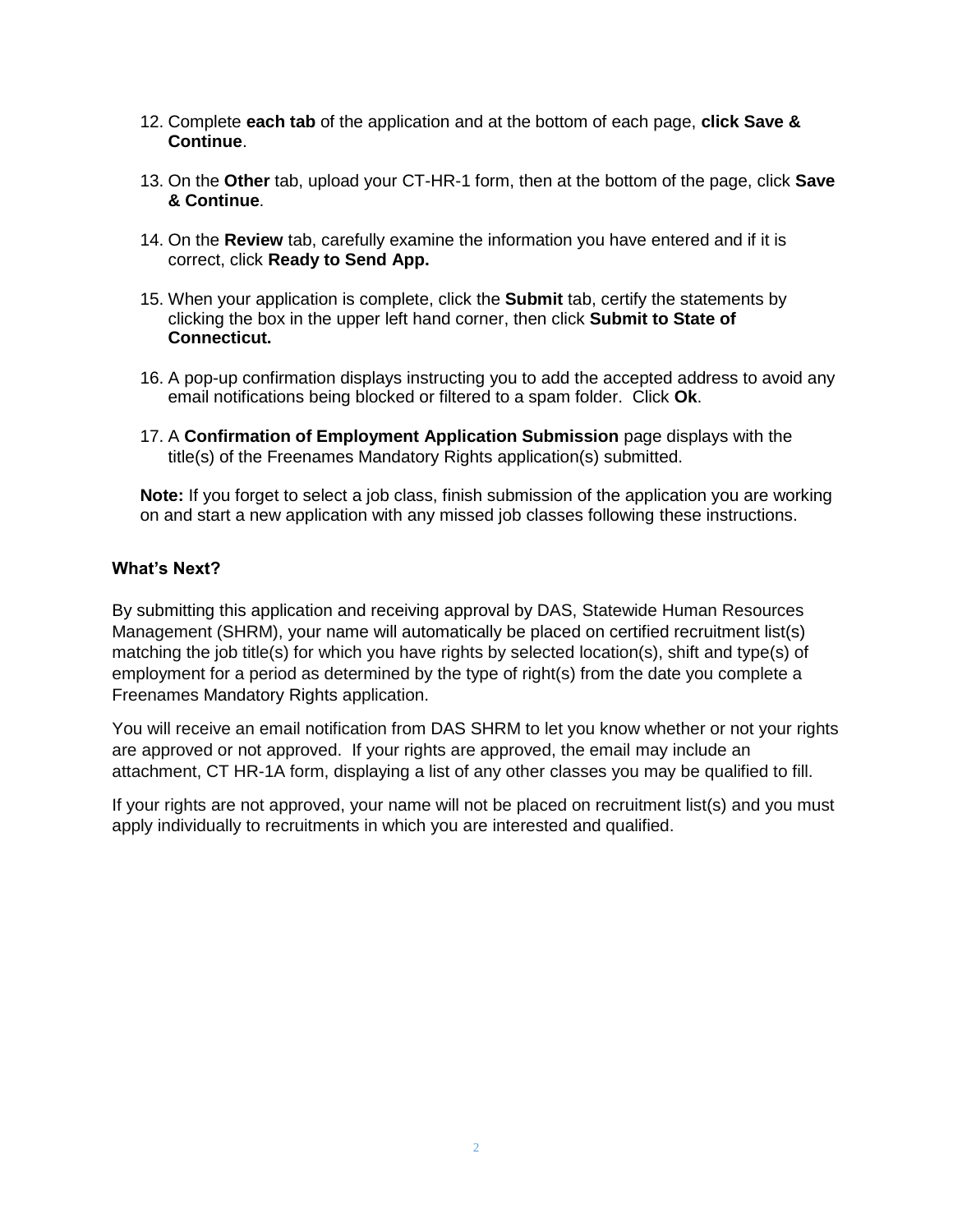12. Complete **each tab** of the application and at the bottom of each page, **click Save & Continue**.

13. On the **Other** tab, upload your CT-HR-1 form, then at the bottom of the page, click **Save & Continue**.

14. On the **Review** tab, carefully examine the information you have entered and if it is correct, click **Ready to Send App.**

15. When your application is complete, click the **Submit** tab, certify the statements by clicking the box in the upper left hand corner, then click **Submit to State of Connecticut.**

16. A pop-up confirmation displays instructing you to add the accepted address to avoid any email notifications being blocked or filtered to a spam folder. Click **Ok**.

17. A **Confirmation of Employment Application Submission** page displays with the title(s) of the Freenames Mandatory Rights application(s) submitted.

**Note:** If you forget to select a job class, finish submission of the application you are working on and start a new application with any missed job classes following these instructions.

**What's Next?**

By submitting this application and receiving approval by DAS, Statewide Human Resources Management (SHRM), your name will automatically be placed on certified recruitment list(s) matching the job title(s) for which you have rights by selected location(s), shift and type(s) of employment for a period as determined by the type of right(s) from the date you complete a Freenames Mandatory Rights application.

You will receive an email notification from DAS SHRM to let you know whether or not your rights are approved or not approved. If your rights are approved, the email may include an attachment, CT HR-1A form, displaying a list of any other classes you may be qualified to fill.

If your rights are not approved, your name will not be placed on recruitment list(s) and you must apply individually to recruitments in which you are interested and qualified.